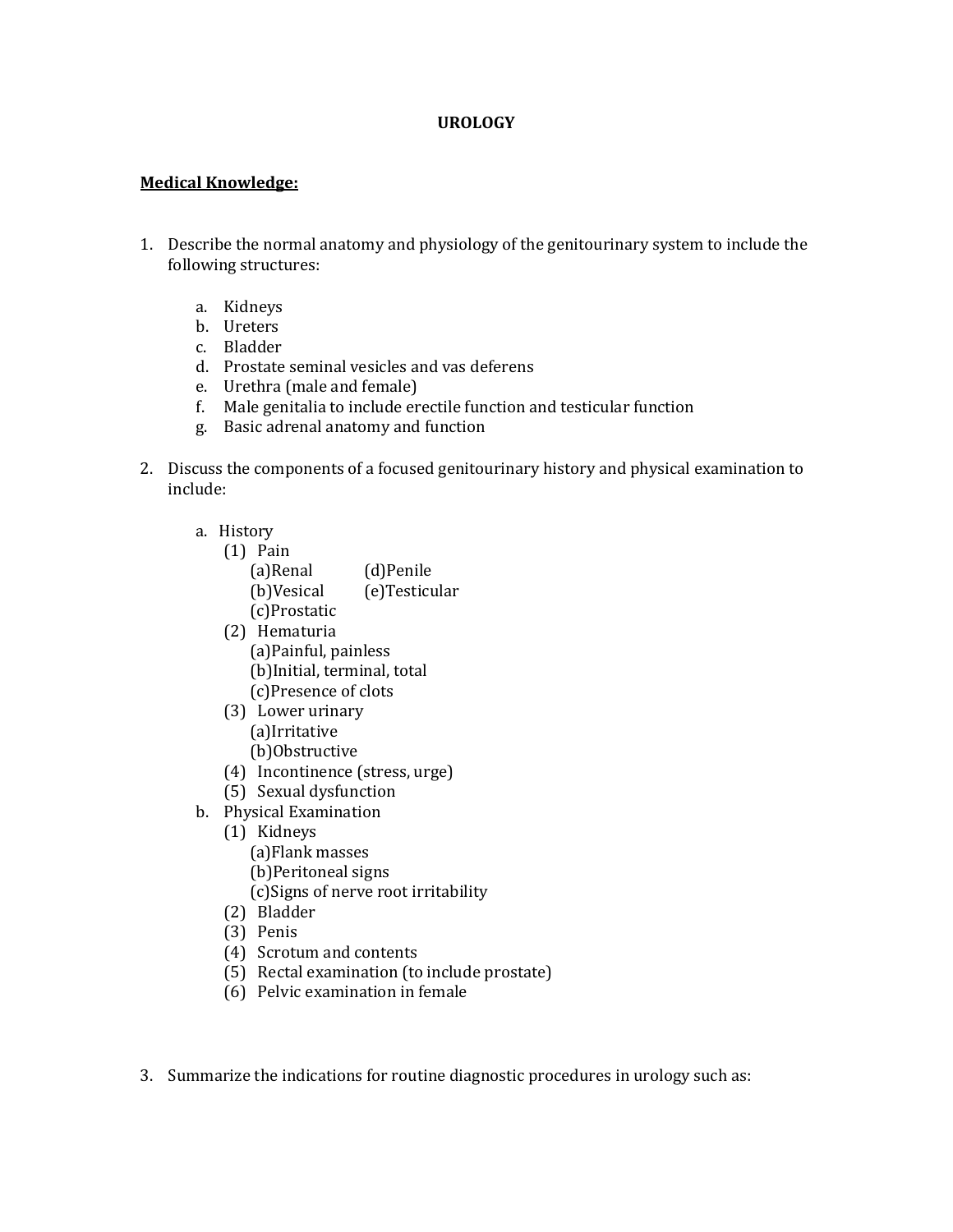# UROLOGY

**Medical Knowledge:**

1. Describe the normal anatomy and physiology of the genitourinary system to include the following structures:

   a. Kidneys
   b. Ureters
   c. Bladder
   d. Prostate seminal vesicles and vas deferens
   e. Urethra (male and female)
   f. Male genitalia to include erectile function and testicular function
   g. Basic adrenal anatomy and function

2. Discuss the components of a focused genitourinary history and physical examination to include:

   a. History
      (1) Pain
         (a) Renal
         (b) Vesical
         (c) Prostatic
         (d) Penile
         (e) Testicular
      (2) Hematuria
         (a) Painful, painless
         (b) Initial, terminal, total
         (c) Presence of clots
      (3) Lower urinary
         (a) Irritative
         (b) Obstructive
      (4) Incontinence (stress, urge)
      (5) Sexual dysfunction
   b. Physical Examination
      (1) Kidneys
         (a) Flank masses
         (b) Peritoneal signs
         (c) Signs of nerve root irritability
      (2) Bladder
      (3) Penis
      (4) Scrotum and contents
      (5) Rectal examination (to include prostate)
      (6) Pelvic examination in female

3. Summarize the indications for routine diagnostic procedures in urology such as: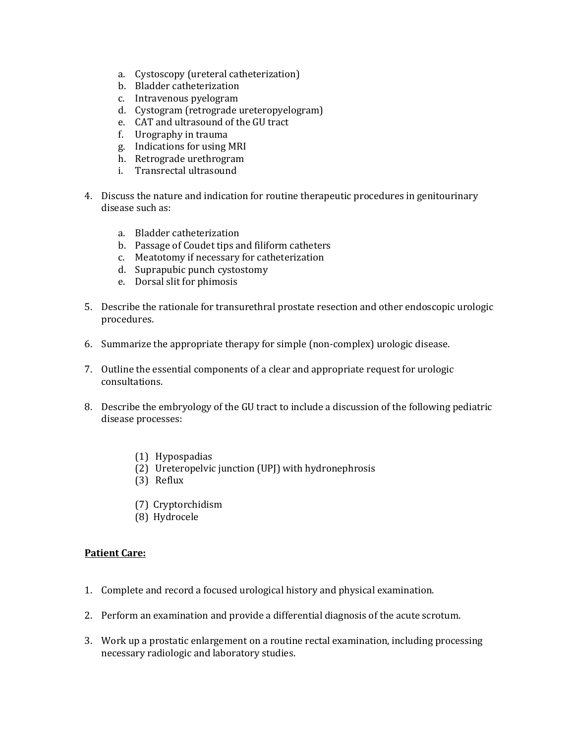a. Cystoscopy (ureteral catheterization)
b. Bladder catheterization
c. Intravenous pyelogram
d. Cystogram (retrograde ureteropyelogram)
e. CAT and ultrasound of the GU tract
f. Urography in trauma
g. Indications for using MRI
h. Retrograde urethrogram
i. Transrectal ultrasound

4. Discuss the nature and indication for routine therapeutic procedures in genitourinary disease such as:

   a. Bladder catheterization
   b. Passage of Coudet tips and filiform catheters
   c. Meatotomy if necessary for catheterization
   d. Suprapubic punch cystostomy
   e. Dorsal slit for phimosis

5. Describe the rationale for transurethral prostate resection and other endoscopic urologic procedures.

6. Summarize the appropriate therapy for simple (non-complex) urologic disease.

7. Outline the essential components of a clear and appropriate request for urologic consultations.

8. Describe the embryology of the GU tract to include a discussion of the following pediatric disease processes:

   (1) Hypospadias
   (2) Ureteropelvic junction (UPJ) with hydronephrosis
   (3) Reflux

   (7) Cryptorchidism
   (8) Hydrocele

**Patient Care:**

1. Complete and record a focused urological history and physical examination.

2. Perform an examination and provide a differential diagnosis of the acute scrotum.

3. Work up a prostatic enlargement on a routine rectal examination, including processing necessary radiologic and laboratory studies.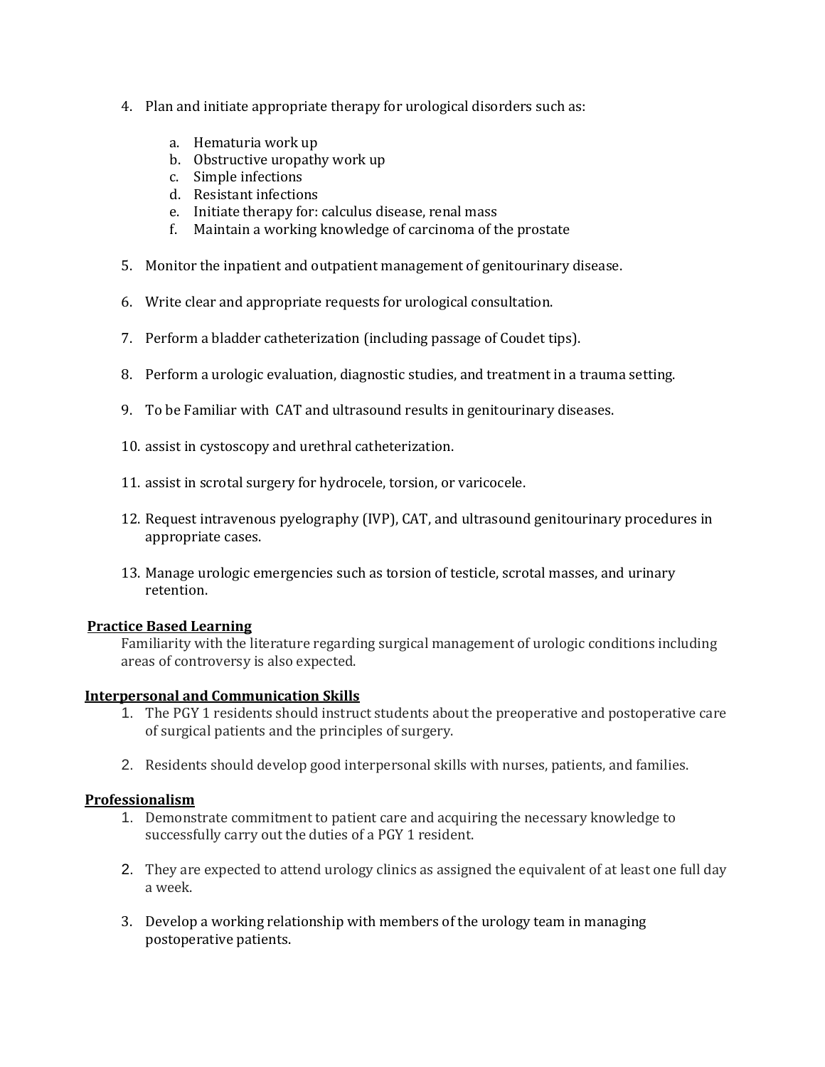4. Plan and initiate appropriate therapy for urological disorders such as:

   a. Hematuria work up
   b. Obstructive uropathy work up
   c. Simple infections
   d. Resistant infections
   e. Initiate therapy for: calculus disease, renal mass
   f. Maintain a working knowledge of carcinoma of the prostate

5. Monitor the inpatient and outpatient management of genitourinary disease.

6. Write clear and appropriate requests for urological consultation.

7. Perform a bladder catheterization (including passage of Coudet tips).

8. Perform a urologic evaluation, diagnostic studies, and treatment in a trauma setting.

9. To be Familiar with CAT and ultrasound results in genitourinary diseases.

10. assist in cystoscopy and urethral catheterization.

11. assist in scrotal surgery for hydrocele, torsion, or varicocele.

12. Request intravenous pyelography (IVP), CAT, and ultrasound genitourinary procedures in appropriate cases.

13. Manage urologic emergencies such as torsion of testicle, scrotal masses, and urinary retention.

**Practice Based Learning**

Familiarity with the literature regarding surgical management of urologic conditions including areas of controversy is also expected.

**Interpersonal and Communication Skills**

1. The PGY 1 residents should instruct students about the preoperative and postoperative care of surgical patients and the principles of surgery.

2. Residents should develop good interpersonal skills with nurses, patients, and families.

**Professionalism**

1. Demonstrate commitment to patient care and acquiring the necessary knowledge to successfully carry out the duties of a PGY 1 resident.

2. They are expected to attend urology clinics as assigned the equivalent of at least one full day a week.

3. Develop a working relationship with members of the urology team in managing postoperative patients.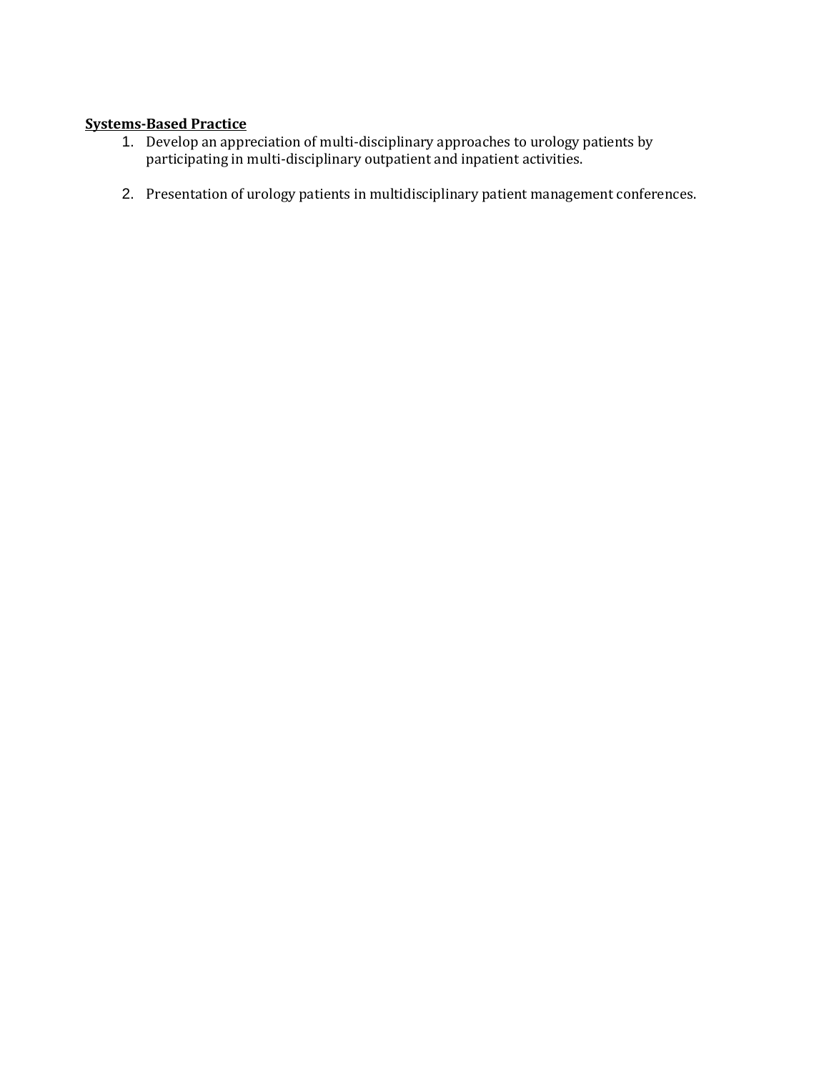**Systems-Based Practice**

1. Develop an appreciation of multi-disciplinary approaches to urology patients by participating in multi-disciplinary outpatient and inpatient activities.

2. Presentation of urology patients in multidisciplinary patient management conferences.